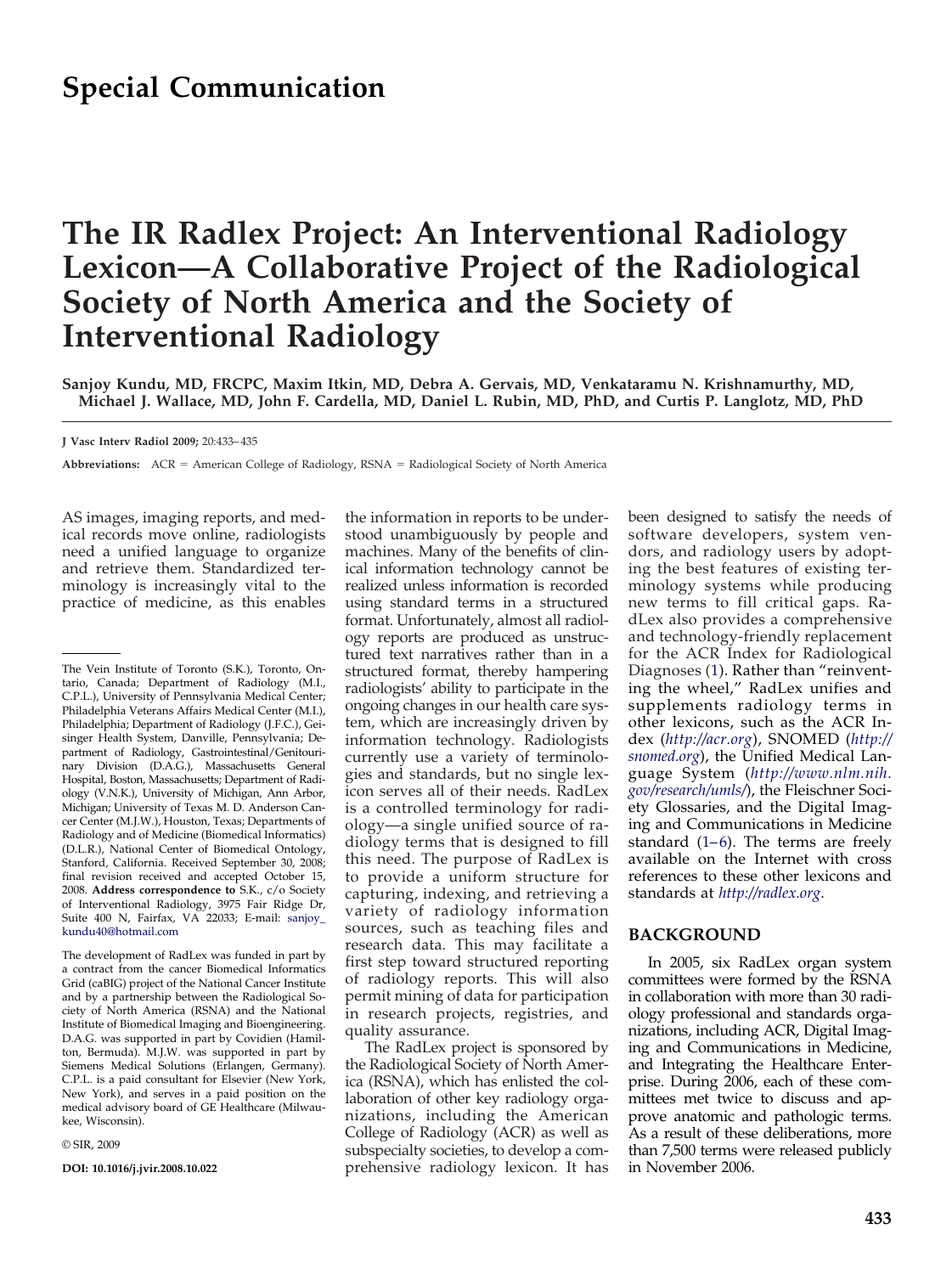# Special Communication

# The IR Radlex Project: An Interventional Radiology Lexicon—A Collaborative Project of the Radiological Society of North America and the Society of Interventional Radiology

**Sanjoy Kundu, MD, FRCPC, Maxim Itkin, MD, Debra A. Gervais, MD, Venkataramu N. Krishnamurthy, MD, Michael J. Wallace, MD, John F. Cardella, MD, Daniel L. Rubin, MD, PhD, and Curtis P. Langlotz, MD, PhD**

**J Vasc Interv Radiol 2009;** 20:433–435

**Abbreviations:** ACR = American College of Radiology, RSNA = Radiological Society of North America

AS images, imaging reports, and medical records move online, radiologists need a unified language to organize and retrieve them. Standardized terminology is increasingly vital to the practice of medicine, as this enables the information in reports to be understood unambiguously by people and machines. Many of the benefits of clinical information technology cannot be realized unless information is recorded using standard terms in a structured format. Unfortunately, almost all radiology reports are produced as unstructured text narratives rather than in a structured format, thereby hampering radiologists' ability to participate in the ongoing changes in our health care system, which are increasingly driven by information technology. Radiologists currently use a variety of terminologies and standards, but no single lexicon serves all of their needs. RadLex is a controlled terminology for radiology—a single unified source of radiology terms that is designed to fill this need. The purpose of RadLex is to provide a uniform structure for capturing, indexing, and retrieving a variety of radiology information sources, such as teaching files and research data. This may facilitate a first step toward structured reporting of radiology reports. This will also permit mining of data for participation in research projects, registries, and quality assurance.

The RadLex project is sponsored by the Radiological Society of North America (RSNA), which has enlisted the collaboration of other key radiology organizations, including the American College of Radiology (ACR) as well as subspecialty societies, to develop a comprehensive radiology lexicon. It has been designed to satisfy the needs of software developers, system vendors, and radiology users by adopting the best features of existing terminology systems while producing new terms to fill critical gaps. RadLex also provides a comprehensive and technology-friendly replacement for the ACR Index for Radiological Diagnoses (1). Rather than "reinventing the wheel," RadLex unifies and supplements radiology terms in other lexicons, such as the ACR Index (*http://acr.org*), SNOMED (*http://snomed.org*), the Unified Medical Language System (*http://www.nlm.nih.gov/research/umls/*), the Fleischner Society Glossaries, and the Digital Imaging and Communications in Medicine standard (1–6). The terms are freely available on the Internet with cross references to these other lexicons and standards at *http://radlex.org*.

## BACKGROUND

In 2005, six RadLex organ system committees were formed by the RSNA in collaboration with more than 30 radiology professional and standards organizations, including ACR, Digital Imaging and Communications in Medicine, and Integrating the Healthcare Enterprise. During 2006, each of these committees met twice to discuss and approve anatomic and pathologic terms. As a result of these deliberations, more than 7,500 terms were released publicly in November 2006.

---

The Vein Institute of Toronto (S.K.), Toronto, Ontario, Canada; Department of Radiology (M.I., C.P.L.), University of Pennsylvania Medical Center; Philadelphia Veterans Affairs Medical Center (M.I.), Philadelphia; Department of Radiology (J.F.C.), Geisinger Health System, Danville, Pennsylvania; Department of Radiology, Gastrointestinal/Genitourinary Division (D.A.G.), Massachusetts General Hospital, Boston, Massachusetts; Department of Radiology (V.N.K.), University of Michigan, Ann Arbor, Michigan; University of Texas M. D. Anderson Cancer Center (M.J.W.), Houston, Texas; Departments of Radiology and of Medicine (Biomedical Informatics) (D.L.R.), National Center of Biomedical Ontology, Stanford, California. Received September 30, 2008; final revision received and accepted October 15, 2008. **Address correspondence to** S.K., c/o Society of Interventional Radiology, 3975 Fair Ridge Dr, Suite 400 N, Fairfax, VA 22033; E-mail: sanjoy_kundu40@hotmail.com

The development of RadLex was funded in part by a contract from the cancer Biomedical Informatics Grid (caBIG) project of the National Cancer Institute and by a partnership between the Radiological Society of North America (RSNA) and the National Institute of Biomedical Imaging and Bioengineering. D.A.G. was supported in part by Covidien (Hamilton, Bermuda). M.J.W. was supported in part by Siemens Medical Solutions (Erlangen, Germany). C.P.L. is a paid consultant for Elsevier (New York, New York), and serves in a paid position on the medical advisory board of GE Healthcare (Milwaukee, Wisconsin).

© SIR, 2009

**DOI: 10.1016/j.jvir.2008.10.022**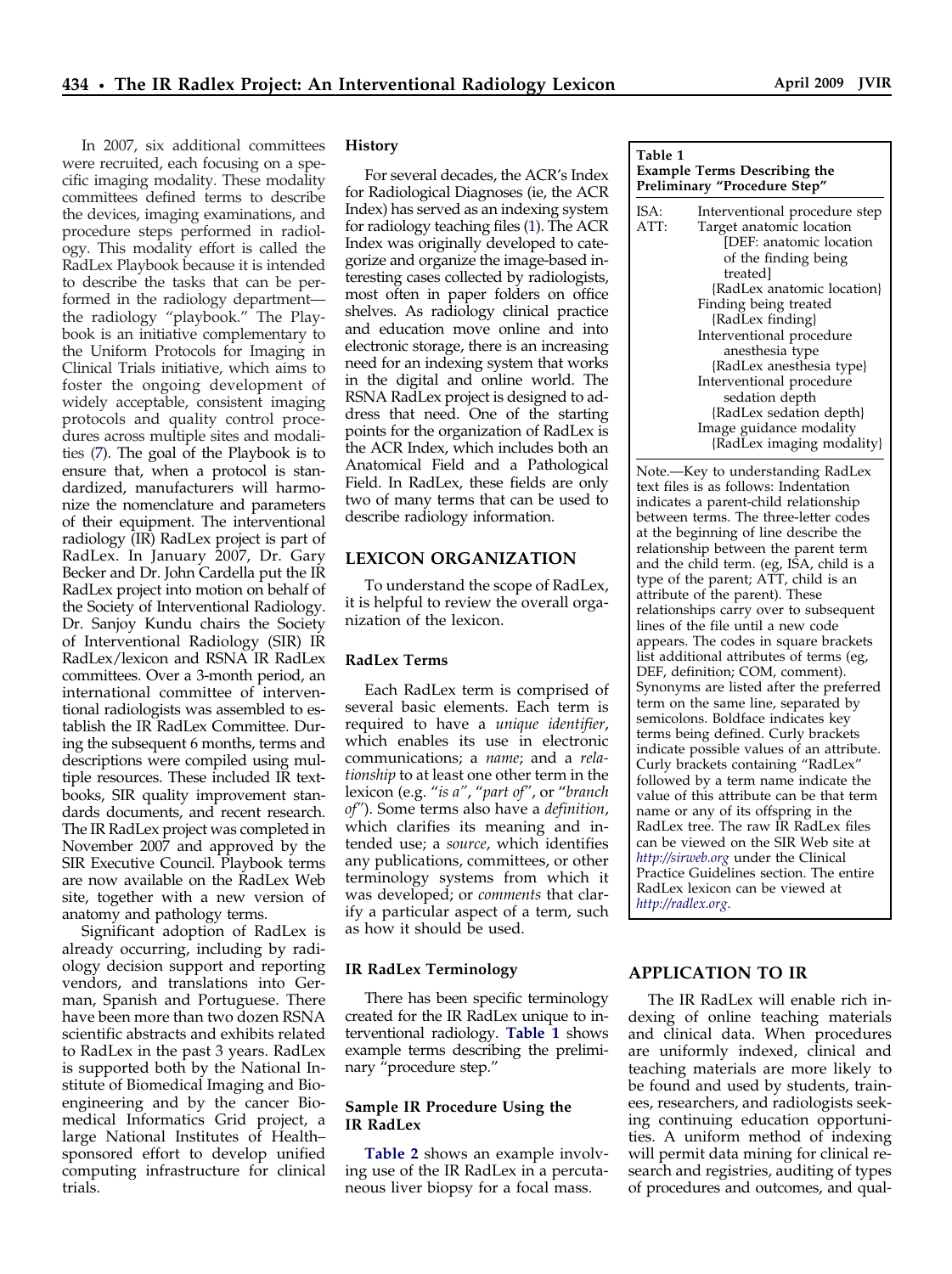In 2007, six additional committees were recruited, each focusing on a specific imaging modality. These modality committees defined terms to describe the devices, imaging examinations, and procedure steps performed in radiology. This modality effort is called the RadLex Playbook because it is intended to describe the tasks that can be performed in the radiology department—the radiology "playbook." The Playbook is an initiative complementary to the Uniform Protocols for Imaging in Clinical Trials initiative, which aims to foster the ongoing development of widely acceptable, consistent imaging protocols and quality control procedures across multiple sites and modalities (7). The goal of the Playbook is to ensure that, when a protocol is standardized, manufacturers will harmonize the nomenclature and parameters of their equipment. The interventional radiology (IR) RadLex project is part of RadLex. In January 2007, Dr. Gary Becker and Dr. John Cardella put the IR RadLex project into motion on behalf of the Society of Interventional Radiology. Dr. Sanjoy Kundu chairs the Society of Interventional Radiology (SIR) IR RadLex/lexicon and RSNA IR RadLex committees. Over a 3-month period, an international committee of interventional radiologists was assembled to establish the IR RadLex Committee. During the subsequent 6 months, terms and descriptions were compiled using multiple resources. These included IR textbooks, SIR quality improvement standards documents, and recent research. The IR RadLex project was completed in November 2007 and approved by the SIR Executive Council. Playbook terms are now available on the RadLex Web site, together with a new version of anatomy and pathology terms.

Significant adoption of RadLex is already occurring, including by radiology decision support and reporting vendors, and translations into German, Spanish and Portuguese. There have been more than two dozen RSNA scientific abstracts and exhibits related to RadLex in the past 3 years. RadLex is supported both by the National Institute of Biomedical Imaging and Bioengineering and by the cancer Biomedical Informatics Grid project, a large National Institutes of Health–sponsored effort to develop unified computing infrastructure for clinical trials.

### History

For several decades, the ACR's Index for Radiological Diagnoses (ie, the ACR Index) has served as an indexing system for radiology teaching files (1). The ACR Index was originally developed to categorize and organize the image-based interesting cases collected by radiologists, most often in paper folders on office shelves. As radiology clinical practice and education move online and into electronic storage, there is an increasing need for an indexing system that works in the digital and online world. The RSNA RadLex project is designed to address that need. One of the starting points for the organization of RadLex is the ACR Index, which includes both an Anatomical Field and a Pathological Field. In RadLex, these fields are only two of many terms that can be used to describe radiology information.

## LEXICON ORGANIZATION

To understand the scope of RadLex, it is helpful to review the overall organization of the lexicon.

### RadLex Terms

Each RadLex term is comprised of several basic elements. Each term is required to have a *unique identifier*, which enables its use in electronic communications; a *name*; and a *relationship* to at least one other term in the lexicon (e.g. "*is a*", "*part of*", or "*branch of*"). Some terms also have a *definition*, which clarifies its meaning and intended use; a *source*, which identifies any publications, committees, or other terminology systems from which it was developed; or *comments* that clarify a particular aspect of a term, such as how it should be used.

### IR RadLex Terminology

There has been specific terminology created for the IR RadLex unique to interventional radiology. **Table 1** shows example terms describing the preliminary "procedure step."

### Sample IR Procedure Using the IR RadLex

**Table 2** shows an example involving use of the IR RadLex in a percutaneous liver biopsy for a focal mass.

**Table 1**
**Example Terms Describing the Preliminary "Procedure Step"**

```
ISA:  Interventional procedure step
ATT:  Target anatomic location
          [DEF: anatomic location
          of the finding being
          treated]
        {RadLex anatomic location}
      Finding being treated
        {RadLex finding}
      Interventional procedure
          anesthesia type
        {RadLex anesthesia type}
      Interventional procedure
          sedation depth
        {RadLex sedation depth}
      Image guidance modality
        {RadLex imaging modality}
```

Note.—Key to understanding RadLex text files is as follows: Indentation indicates a parent-child relationship between terms. The three-letter codes at the beginning of line describe the relationship between the parent term and the child term. (eg, ISA, child is a type of the parent; ATT, child is an attribute of the parent). These relationships carry over to subsequent lines of the file until a new code appears. The codes in square brackets list additional attributes of terms (eg, DEF, definition; COM, comment). Synonyms are listed after the preferred term on the same line, separated by semicolons. Boldface indicates key terms being defined. Curly brackets indicate possible values of an attribute. Curly brackets containing "RadLex" followed by a term name indicate the value of this attribute can be that term name or any of its offspring in the RadLex tree. The raw IR RadLex files can be viewed on the SIR Web site at *http://sirweb.org* under the Clinical Practice Guidelines section. The entire RadLex lexicon can be viewed at *http://radlex.org*.

## APPLICATION TO IR

The IR RadLex will enable rich indexing of online teaching materials and clinical data. When procedures are uniformly indexed, clinical and teaching materials are more likely to be found and used by students, trainees, researchers, and radiologists seeking continuing education opportunities. A uniform method of indexing will permit data mining for clinical research and registries, auditing of types of procedures and outcomes, and qual-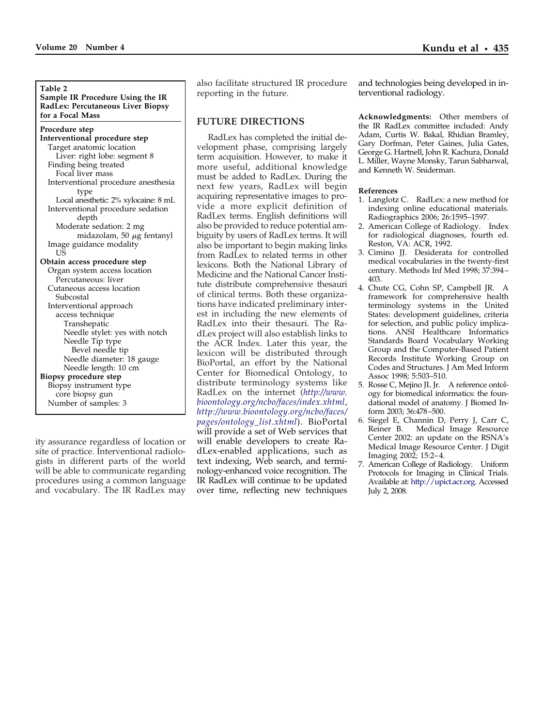**Table 2**
**Sample IR Procedure Using the IR RadLex: Percutaneous Liver Biopsy for a Focal Mass**

| |
|---|
| **Procedure step** |
| **Interventional procedure step** |
| Target anatomic location |
| Liver: right lobe: segment 8 |
| Finding being treated |
| Focal liver mass |
| Interventional procedure anesthesia type |
| Local anesthetic: 2% xylocaine: 8 mL |
| Interventional procedure sedation depth |
| Moderate sedation: 2 mg midazolam, 50 $\mu$g fentanyl |
| Image guidance modality |
| US |
| **Obtain access procedure step** |
| Organ system access location |
| Percutaneous: liver |
| Cutaneous access location |
| Subcostal |
| Interventional approach |
| access technique |
| Transhepatic |
| Needle stylet: yes with notch |
| Needle Tip type |
| Bevel needle tip |
| Needle diameter: 18 gauge |
| Needle length: 10 cm |
| **Biopsy procedure step** |
| Biopsy instrument type |
| core biopsy gun |
| Number of samples: 3 |

ity assurance regardless of location or site of practice. Interventional radiologists in different parts of the world will be able to communicate regarding procedures using a common language and vocabulary. The IR RadLex may also facilitate structured IR procedure reporting in the future.

## FUTURE DIRECTIONS

RadLex has completed the initial development phase, comprising largely term acquisition. However, to make it more useful, additional knowledge must be added to RadLex. During the next few years, RadLex will begin acquiring representative images to provide a more explicit definition of RadLex terms. English definitions will also be provided to reduce potential ambiguity by users of RadLex terms. It will also be important to begin making links from RadLex to related terms in other lexicons. Both the National Library of Medicine and the National Cancer Institute distribute comprehensive thesauri of clinical terms. Both these organizations have indicated preliminary interest in including the new elements of RadLex into their thesauri. The RadLex project will also establish links to the ACR Index. Later this year, the lexicon will be distributed through BioPortal, an effort by the National Center for Biomedical Ontology, to distribute terminology systems like RadLex on the internet (*http://www.bioontology.org/ncbo/faces/index.xhtml*, *http://www.bioontology.org/ncbo/faces/pages/ontology_list.xhtml*). BioPortal will provide a set of Web services that will enable developers to create RadLex-enabled applications, such as text indexing, Web search, and terminology-enhanced voice recognition. The IR RadLex will continue to be updated over time, reflecting new techniques and technologies being developed in interventional radiology.

**Acknowledgments:** Other members of the IR RadLex committee included: Andy Adam, Curtis W. Bakal, Rhidian Bramley, Gary Dorfman, Peter Gaines, Julia Gates, George G. Hartnell, John R. Kachura, Donald L. Miller, Wayne Monsky, Tarun Sabharwal, and Kenneth W. Sniderman.

### References

1. Langlotz C. RadLex: a new method for indexing online educational materials. Radiographics 2006; 26:1595–1597.
2. American College of Radiology. Index for radiological diagnoses, fourth ed. Reston, VA: ACR, 1992.
3. Cimino JJ. Desiderata for controlled medical vocabularies in the twenty-first century. Methods Inf Med 1998; 37:394–403.
4. Chute CG, Cohn SP, Campbell JR. A framework for comprehensive health terminology systems in the United States: development guidelines, criteria for selection, and public policy implications. ANSI Healthcare Informatics Standards Board Vocabulary Working Group and the Computer-Based Patient Records Institute Working Group on Codes and Structures. J Am Med Inform Assoc 1998; 5:503–510.
5. Rosse C, Mejino JL Jr. A reference ontology for biomedical informatics: the foundational model of anatomy. J Biomed Inform 2003; 36:478–500.
6. Siegel E, Channin D, Perry J, Carr C, Reiner B. Medical Image Resource Center 2002: an update on the RSNA's Medical Image Resource Center. J Digit Imaging 2002; 15:2–4.
7. American College of Radiology. Uniform Protocols for Imaging in Clinical Trials. Available at: http://upict.acr.org. Accessed July 2, 2008.